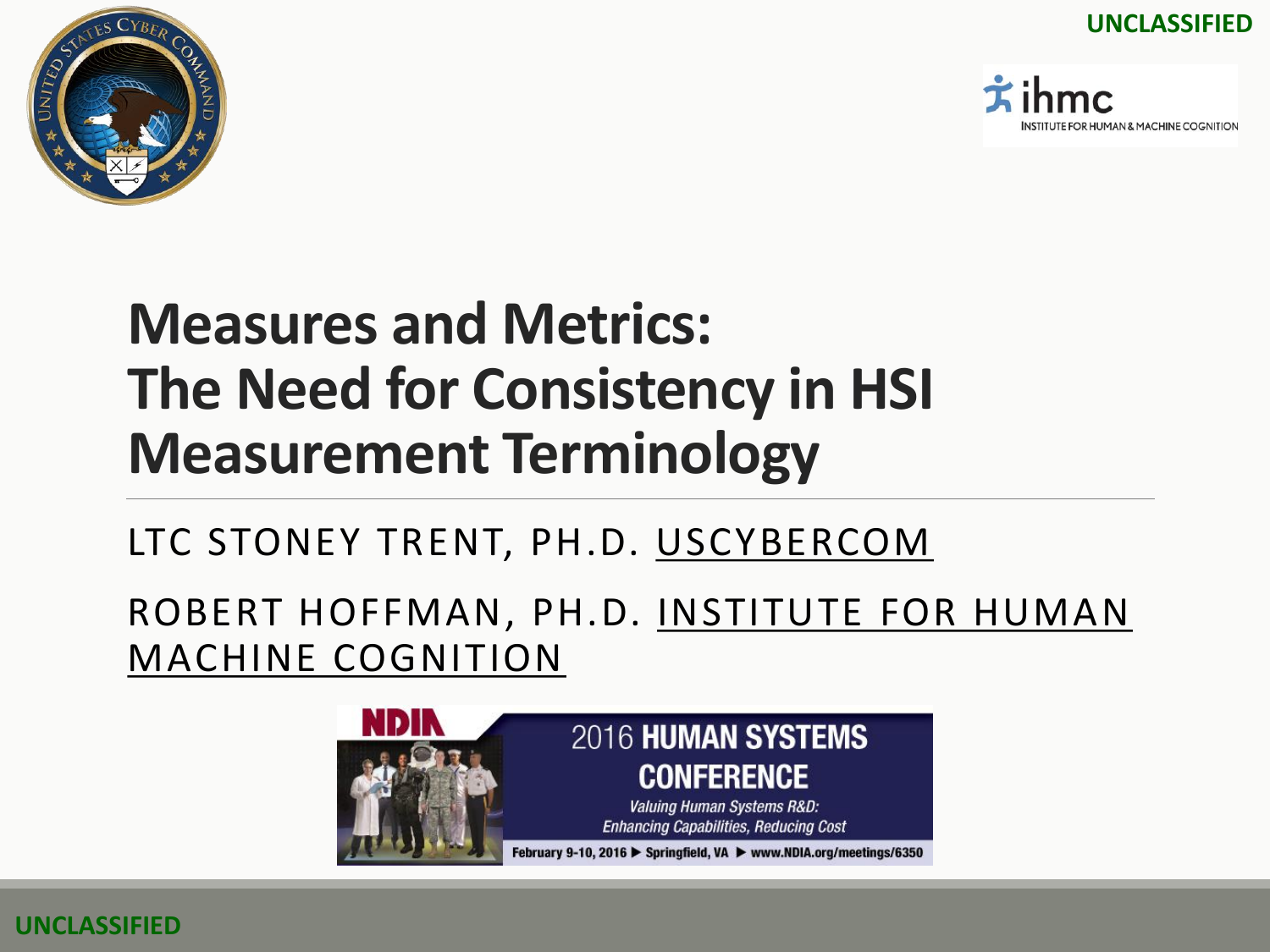UNCLASSIFIED

# Measures and Metrics: The Need for Consistency in HSI Measurement Terminology

LTC STONEY TRENT, PH.D. USCYBERCOM

ROBERT HOFFMAN, PH.D. INSTITUTE FOR HUMAN MACHINE COGNITION

NDIA 2016 HUMAN SYSTEMS CONFERENCE

*Valuing Human Systems R&D: Enhancing Capabilities, Reducing Cost*

February 9-10, 2016 ▶ Springfield, VA ▶ www.NDIA.org/meetings/6350

UNCLASSIFIED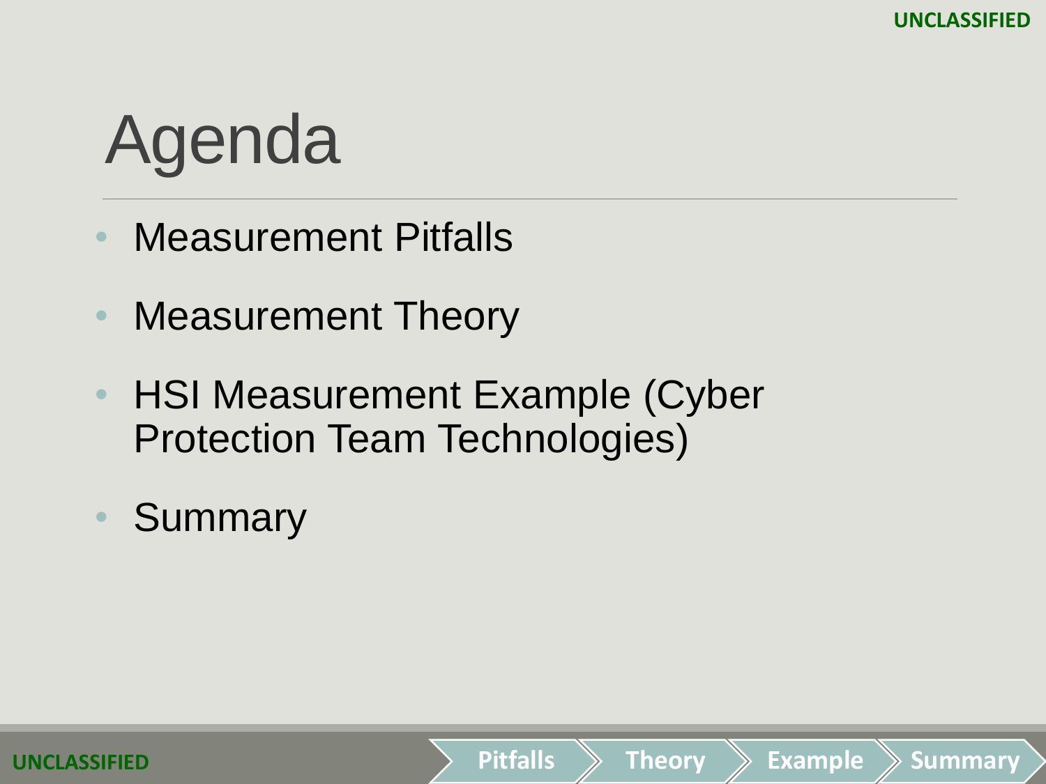# Agenda

- Measurement Pitfalls
- Measurement Theory
- HSI Measurement Example (Cyber Protection Team Technologies)
- Summary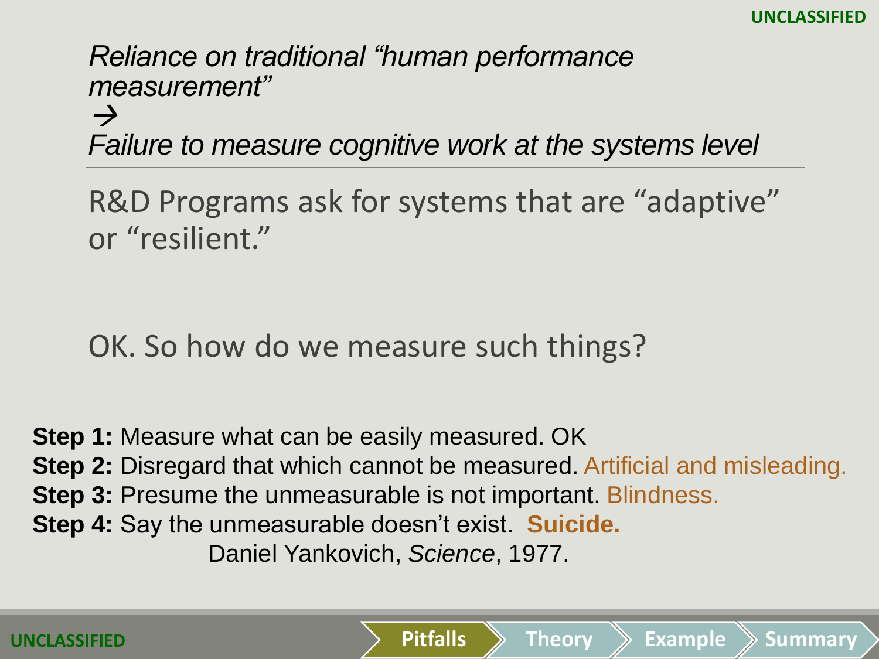*Reliance on traditional "human performance measurement"*
*→*
*Failure to measure cognitive work at the systems level*

---

R&D Programs ask for systems that are "adaptive" or "resilient."

OK. So how do we measure such things?

**Step 1:** Measure what can be easily measured. OK
**Step 2:** Disregard that which cannot be measured. Artificial and misleading.
**Step 3:** Presume the unmeasurable is not important. Blindness.
**Step 4:** Say the unmeasurable doesn't exist. **Suicide.**

Daniel Yankovich, *Science*, 1977.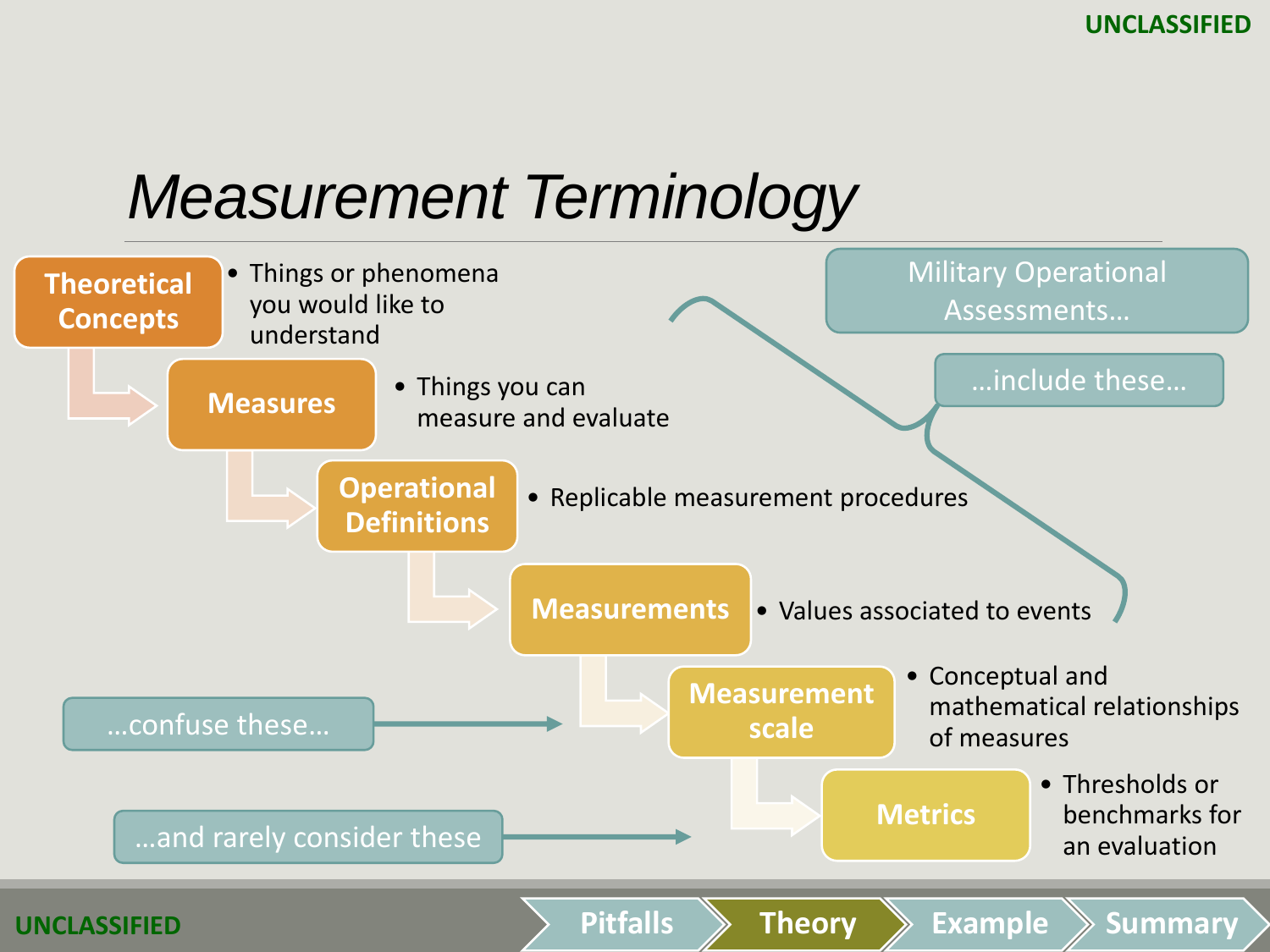# *Measurement Terminology*

- **Theoretical Concepts**
  - Things or phenomena you would like to understand
- **Measures**
  - Things you can measure and evaluate
- **Operational Definitions**
  - Replicable measurement procedures
- **Measurements**
  - Values associated to events
- **Measurement scale**
  - Conceptual and mathematical relationships of measures
- **Metrics**
  - Thresholds or benchmarks for an evaluation

Military Operational Assessments…

…include these…

…confuse these…

…and rarely consider these

Pitfalls | Theory | Example | Summary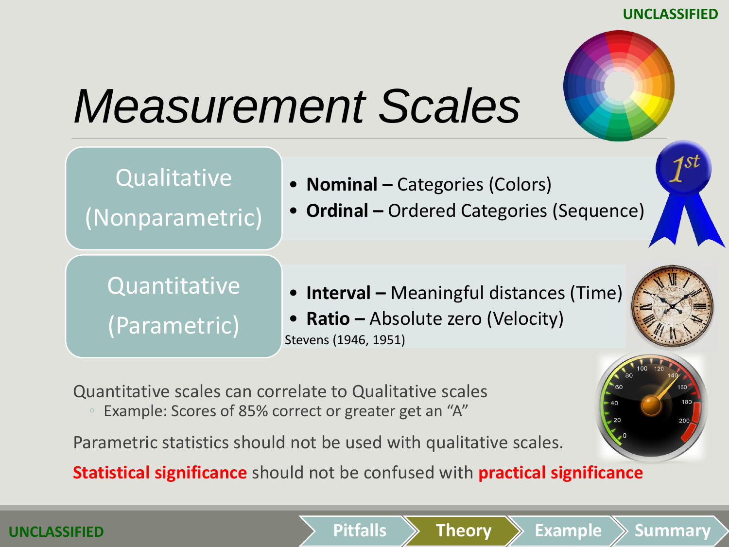# Measurement Scales

| | |
|---|---|
| Qualitative (Nonparametric) | • **Nominal –** Categories (Colors)<br>• **Ordinal –** Ordered Categories (Sequence) |
| Quantitative (Parametric) | • **Interval –** Meaningful distances (Time)<br>• **Ratio –** Absolute zero (Velocity)<br>Stevens (1946, 1951) |

Quantitative scales can correlate to Qualitative scales

- Example: Scores of 85% correct or greater get an "A"

Parametric statistics should not be used with qualitative scales.

**Statistical significance** should not be confused with **practical significance**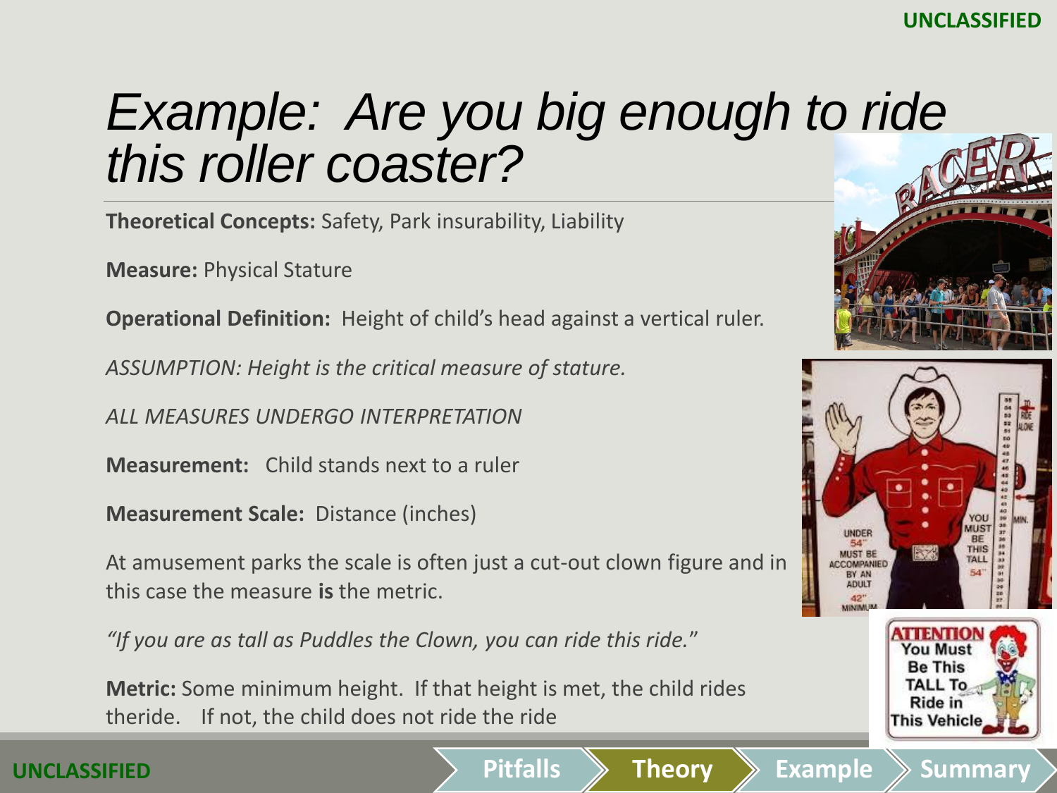# *Example: Are you big enough to ride this roller coaster?*

**Theoretical Concepts:** Safety, Park insurability, Liability

**Measure:** Physical Stature

**Operational Definition:** Height of child's head against a vertical ruler.

*ASSUMPTION: Height is the critical measure of stature.*

*ALL MEASURES UNDERGO INTERPRETATION*

**Measurement:** Child stands next to a ruler

**Measurement Scale:** Distance (inches)

At amusement parks the scale is often just a cut-out clown figure and in this case the measure **is** the metric.

*"If you are as tall as Puddles the Clown, you can ride this ride."*

**Metric:** Some minimum height. If that height is met, the child rides theride. If not, the child does not ride the ride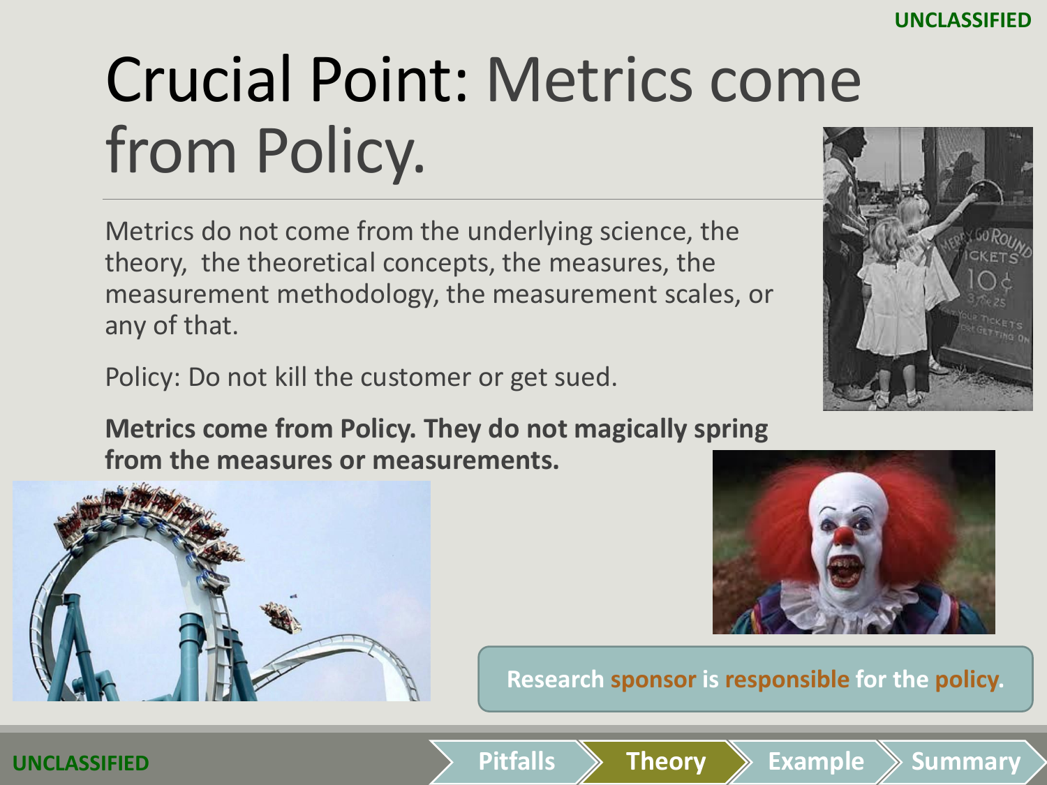# Crucial Point: Metrics come from Policy.

Metrics do not come from the underlying science, the theory, the theoretical concepts, the measures, the measurement methodology, the measurement scales, or any of that.

Policy: Do not kill the customer or get sued.

**Metrics come from Policy. They do not magically spring from the measures or measurements.**

Research sponsor is responsible for the policy.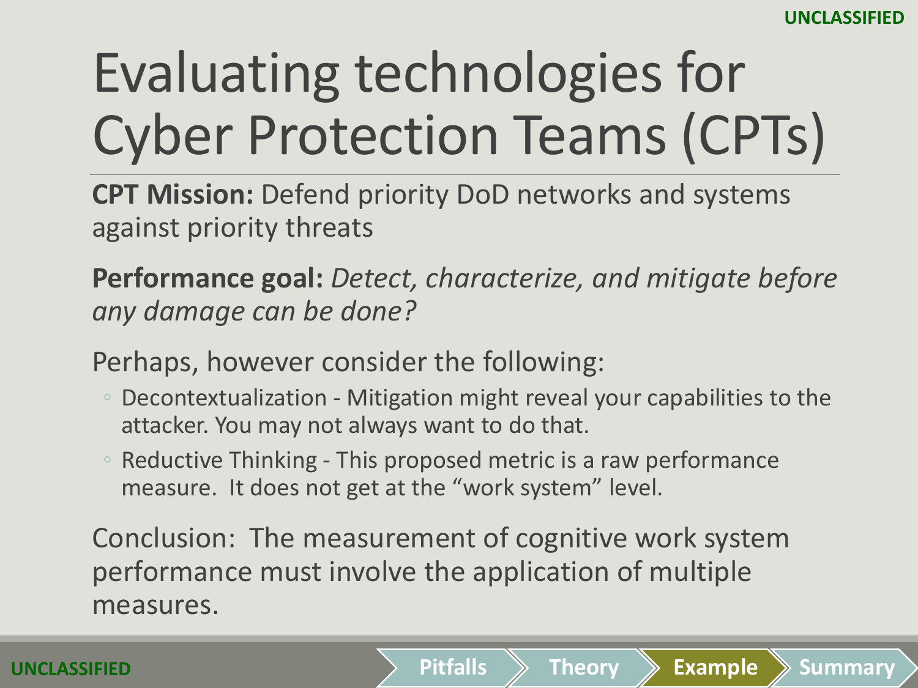# Evaluating technologies for Cyber Protection Teams (CPTs)

**CPT Mission:** Defend priority DoD networks and systems against priority threats

**Performance goal:** *Detect, characterize, and mitigate before any damage can be done?*

Perhaps, however consider the following:

- Decontextualization - Mitigation might reveal your capabilities to the attacker. You may not always want to do that.
- Reductive Thinking - This proposed metric is a raw performance measure. It does not get at the "work system" level.

Conclusion: The measurement of cognitive work system performance must involve the application of multiple measures.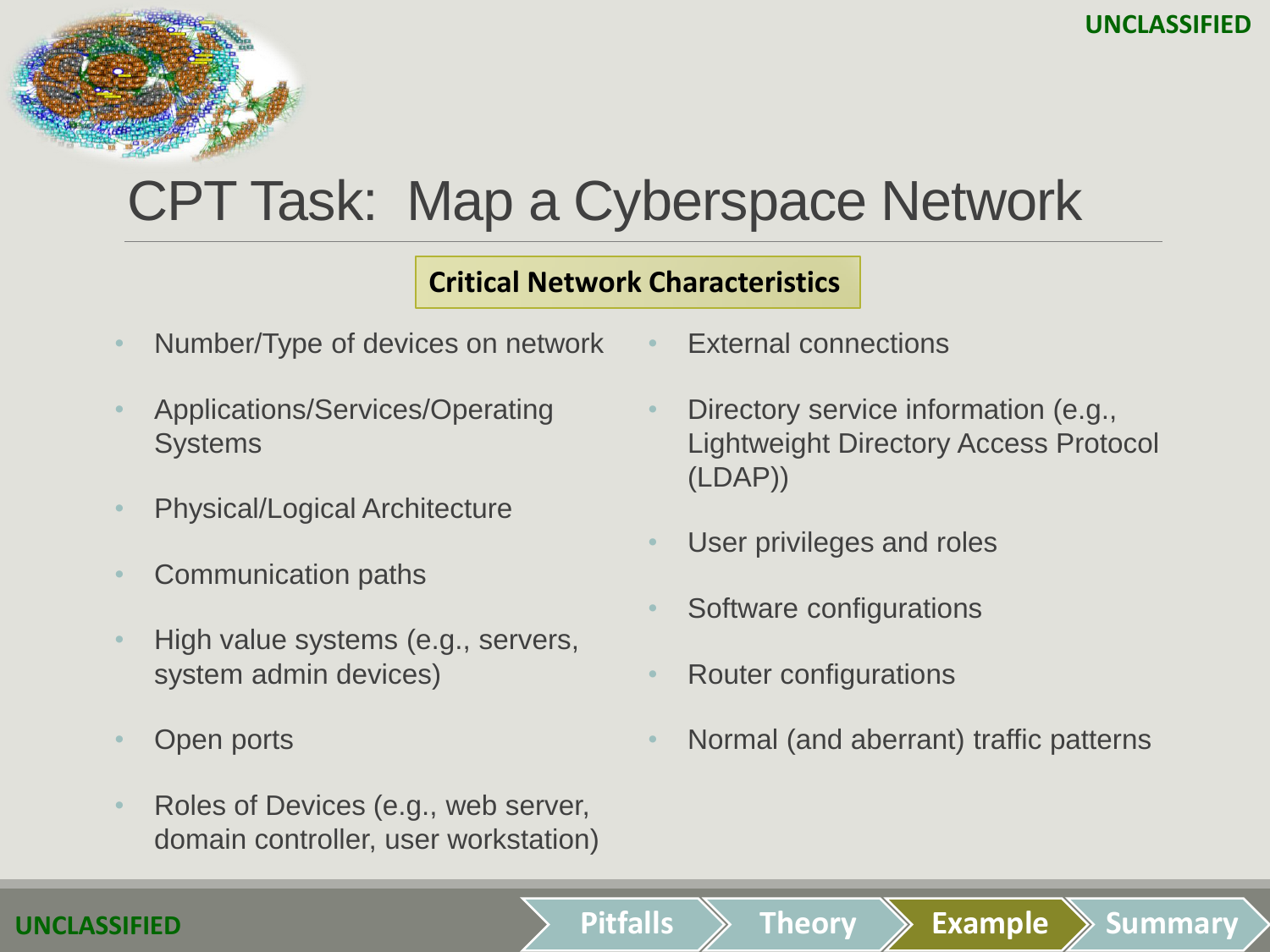# CPT Task: Map a Cyberspace Network

## Critical Network Characteristics

- Number/Type of devices on network
- Applications/Services/Operating Systems
- Physical/Logical Architecture
- Communication paths
- High value systems (e.g., servers, system admin devices)
- Open ports
- Roles of Devices (e.g., web server, domain controller, user workstation)
- External connections
- Directory service information (e.g., Lightweight Directory Access Protocol (LDAP))
- User privileges and roles
- Software configurations
- Router configurations
- Normal (and aberrant) traffic patterns

Pitfalls | Theory | Example | Summary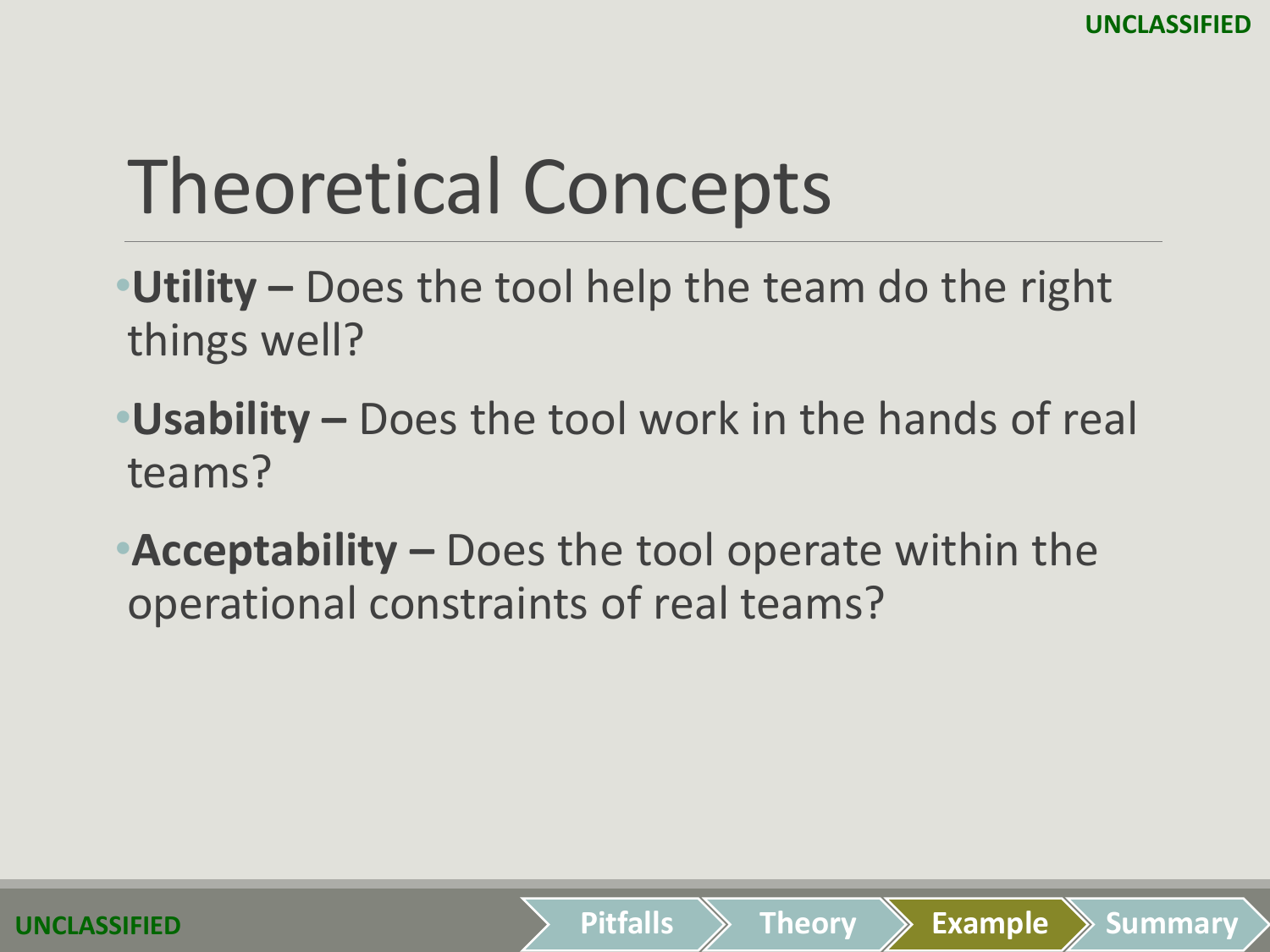# Theoretical Concepts

- **Utility –** Does the tool help the team do the right things well?
- **Usability –** Does the tool work in the hands of real teams?
- **Acceptability –** Does the tool operate within the operational constraints of real teams?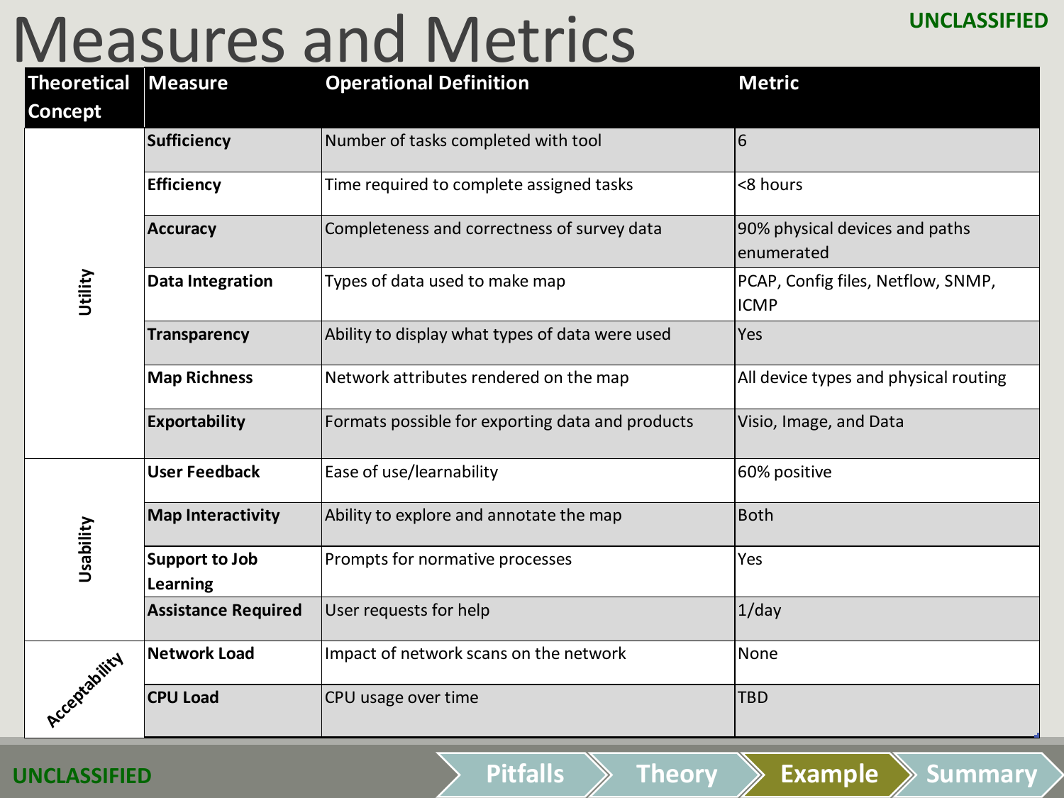# Measures and Metrics

UNCLASSIFIED

| Theoretical Concept | Measure | Operational Definition | Metric |
|---|---|---|---|
| Utility | **Sufficiency** | Number of tasks completed with tool | 6 |
| | **Efficiency** | Time required to complete assigned tasks | <8 hours |
| | **Accuracy** | Completeness and correctness of survey data | 90% physical devices and paths enumerated |
| | **Data Integration** | Types of data used to make map | PCAP, Config files, Netflow, SNMP, ICMP |
| | **Transparency** | Ability to display what types of data were used | Yes |
| | **Map Richness** | Network attributes rendered on the map | All device types and physical routing |
| | **Exportability** | Formats possible for exporting data and products | Visio, Image, and Data |
| Usability | **User Feedback** | Ease of use/learnability | 60% positive |
| | **Map Interactivity** | Ability to explore and annotate the map | Both |
| | **Support to Job Learning** | Prompts for normative processes | Yes |
| | **Assistance Required** | User requests for help | 1/day |
| Acceptability | **Network Load** | Impact of network scans on the network | None |
| | **CPU Load** | CPU usage over time | TBD |

UNCLASSIFIED

Pitfalls | Theory | Example | Summary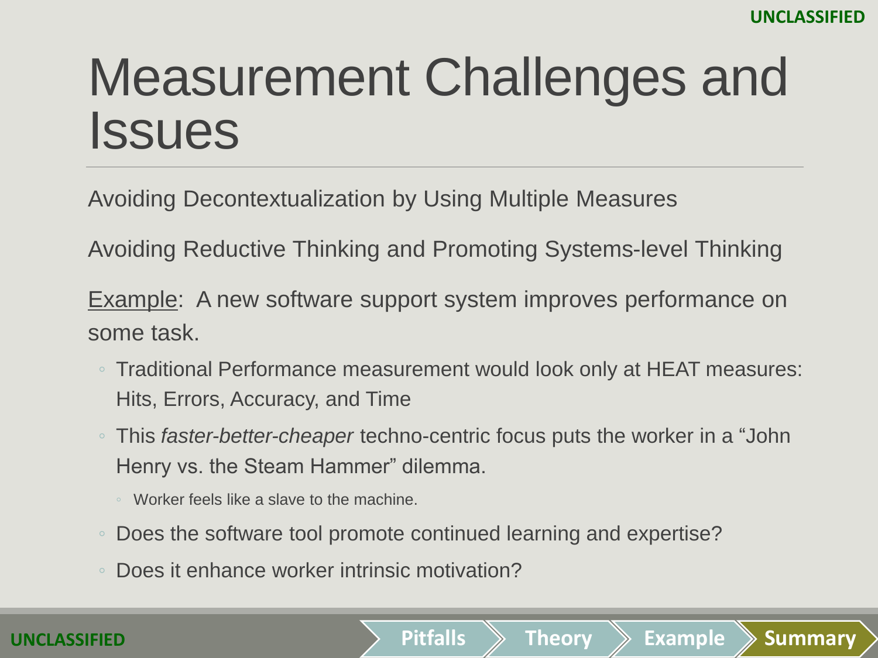# Measurement Challenges and Issues

Avoiding Decontextualization by Using Multiple Measures

Avoiding Reductive Thinking and Promoting Systems-level Thinking

Example: A new software support system improves performance on some task.

- Traditional Performance measurement would look only at HEAT measures: Hits, Errors, Accuracy, and Time
- This *faster-better-cheaper* techno-centric focus puts the worker in a "John Henry vs. the Steam Hammer" dilemma.
  - Worker feels like a slave to the machine.
- Does the software tool promote continued learning and expertise?
- Does it enhance worker intrinsic motivation?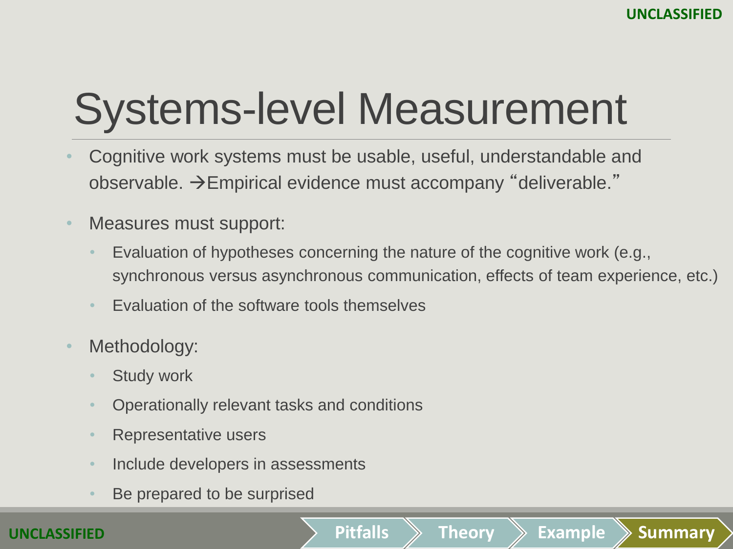# Systems-level Measurement

- Cognitive work systems must be usable, useful, understandable and observable. →Empirical evidence must accompany "deliverable."
- Measures must support:
  - Evaluation of hypotheses concerning the nature of the cognitive work (e.g., synchronous versus asynchronous communication, effects of team experience, etc.)
  - Evaluation of the software tools themselves
- Methodology:
  - Study work
  - Operationally relevant tasks and conditions
  - Representative users
  - Include developers in assessments
  - Be prepared to be surprised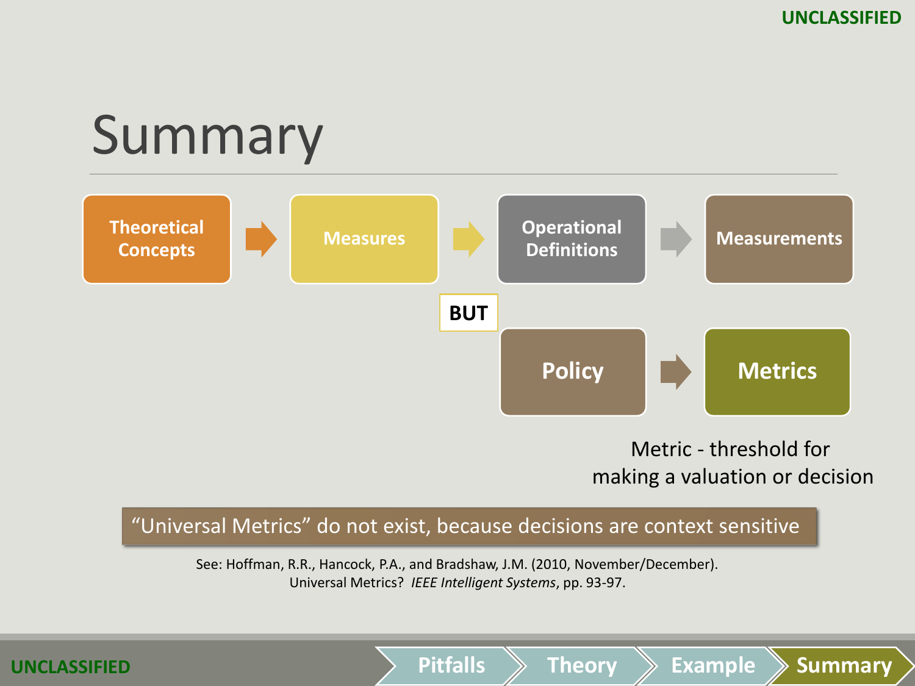# Summary

Theoretical Concepts → Measures → Operational Definitions → Measurements

**BUT**

Policy → Metrics

Metric - threshold for making a valuation or decision

"Universal Metrics" do not exist, because decisions are context sensitive

See: Hoffman, R.R., Hancock, P.A., and Bradshaw, J.M. (2010, November/December). Universal Metrics? *IEEE Intelligent Systems*, pp. 93-97.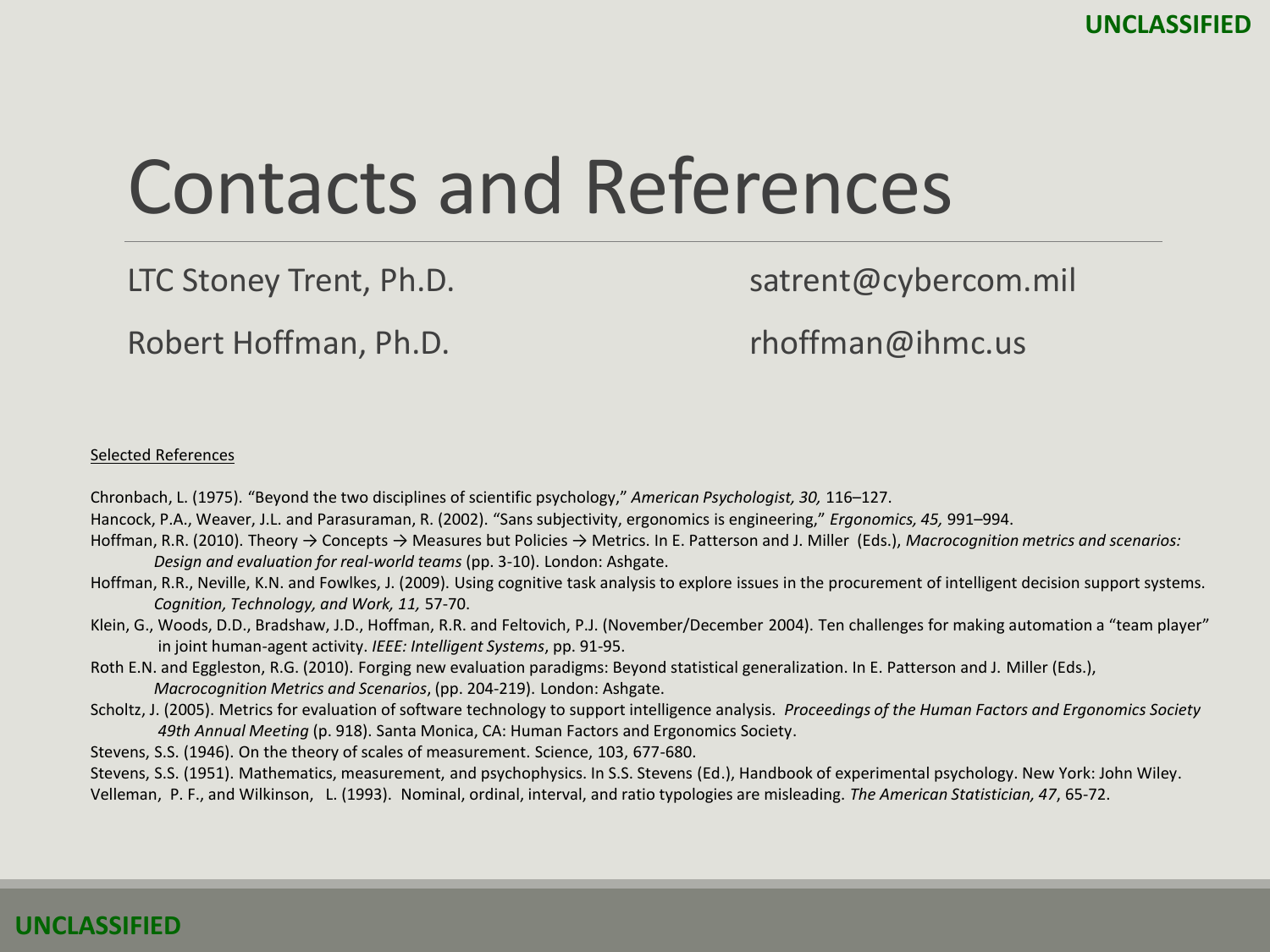# Contacts and References

LTC Stoney Trent, Ph.D. satrent@cybercom.mil

Robert Hoffman, Ph.D. rhoffman@ihmc.us

Selected References

Chronbach, L. (1975). "Beyond the two disciplines of scientific psychology," *American Psychologist, 30,* 116–127.

Hancock, P.A., Weaver, J.L. and Parasuraman, R. (2002). "Sans subjectivity, ergonomics is engineering," *Ergonomics, 45,* 991–994.

Hoffman, R.R. (2010). Theory → Concepts → Measures but Policies → Metrics. In E. Patterson and J. Miller (Eds.), *Macrocognition metrics and scenarios: Design and evaluation for real-world teams* (pp. 3-10). London: Ashgate.

Hoffman, R.R., Neville, K.N. and Fowlkes, J. (2009). Using cognitive task analysis to explore issues in the procurement of intelligent decision support systems. *Cognition, Technology, and Work, 11,* 57-70.

Klein, G., Woods, D.D., Bradshaw, J.D., Hoffman, R.R. and Feltovich, P.J. (November/December 2004). Ten challenges for making automation a "team player" in joint human-agent activity. *IEEE: Intelligent Systems*, pp. 91-95.

Roth E.N. and Eggleston, R.G. (2010). Forging new evaluation paradigms: Beyond statistical generalization. In E. Patterson and J. Miller (Eds.), *Macrocognition Metrics and Scenarios*, (pp. 204-219). London: Ashgate.

Scholtz, J. (2005). Metrics for evaluation of software technology to support intelligence analysis. *Proceedings of the Human Factors and Ergonomics Society 49th Annual Meeting* (p. 918). Santa Monica, CA: Human Factors and Ergonomics Society.

Stevens, S.S. (1946). On the theory of scales of measurement. Science, 103, 677-680.

Stevens, S.S. (1951). Mathematics, measurement, and psychophysics. In S.S. Stevens (Ed.), Handbook of experimental psychology. New York: John Wiley.

Velleman, P. F., and Wilkinson, L. (1993). Nominal, ordinal, interval, and ratio typologies are misleading. *The American Statistician, 47*, 65-72.